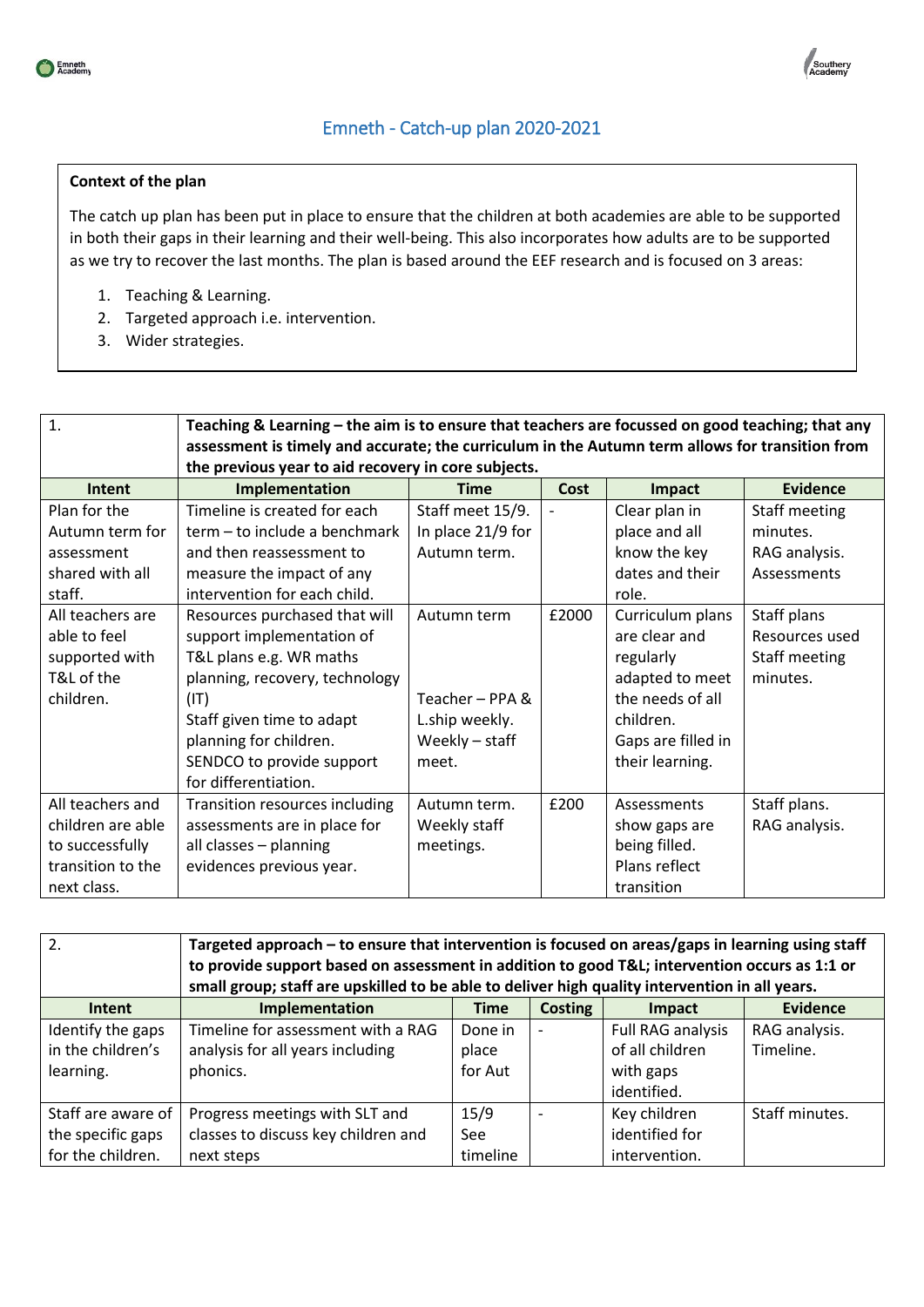# Emneth - Catch-up plan 2020-2021

**Context of the plan**

The catch up plan has been put in place to ensure that the children at both academies are able to be supported in both their gaps in their learning and their well-being. This also incorporates how adults are to be supported as we try to recover the last months. The plan is based around the EEF research and is focused on 3 areas:

1. Teaching & Learning.
2. Targeted approach i.e. intervention.
3. Wider strategies.

| 1. | **Teaching & Learning – the aim is to ensure that teachers are focussed on good teaching; that any assessment is timely and accurate; the curriculum in the Autumn term allows for transition from the previous year to aid recovery in core subjects.** | | | | |
|---|---|---|---|---|---|
| **Intent** | **Implementation** | **Time** | **Cost** | **Impact** | **Evidence** |
| Plan for the Autumn term for assessment shared with all staff. | Timeline is created for each term – to include a benchmark and then reassessment to measure the impact of any intervention for each child. | Staff meet 15/9. In place 21/9 for Autumn term. | - | Clear plan in place and all know the key dates and their role. | Staff meeting minutes. RAG analysis. Assessments |
| All teachers are able to feel supported with T&L of the children. | Resources purchased that will support implementation of T&L plans e.g. WR maths planning, recovery, technology (IT) Staff given time to adapt planning for children. SENDCO to provide support for differentiation. | Autumn term Teacher – PPA & L.ship weekly. Weekly – staff meet. | £2000 | Curriculum plans are clear and regularly adapted to meet the needs of all children. Gaps are filled in their learning. | Staff plans Resources used Staff meeting minutes. |
| All teachers and children are able to successfully transition to the next class. | Transition resources including assessments are in place for all classes – planning evidences previous year. | Autumn term. Weekly staff meetings. | £200 | Assessments show gaps are being filled. Plans reflect transition | Staff plans. RAG analysis. |

| 2. | **Targeted approach – to ensure that intervention is focused on areas/gaps in learning using staff to provide support based on assessment in addition to good T&L; intervention occurs as 1:1 or small group; staff are upskilled to be able to deliver high quality intervention in all years.** | | | | |
|---|---|---|---|---|---|
| **Intent** | **Implementation** | **Time** | **Costing** | **Impact** | **Evidence** |
| Identify the gaps in the children's learning. | Timeline for assessment with a RAG analysis for all years including phonics. | Done in place for Aut | - | Full RAG analysis of all children with gaps identified. | RAG analysis. Timeline. |
| Staff are aware of the specific gaps for the children. | Progress meetings with SLT and classes to discuss key children and next steps | 15/9 See timeline | - | Key children identified for intervention. | Staff minutes. |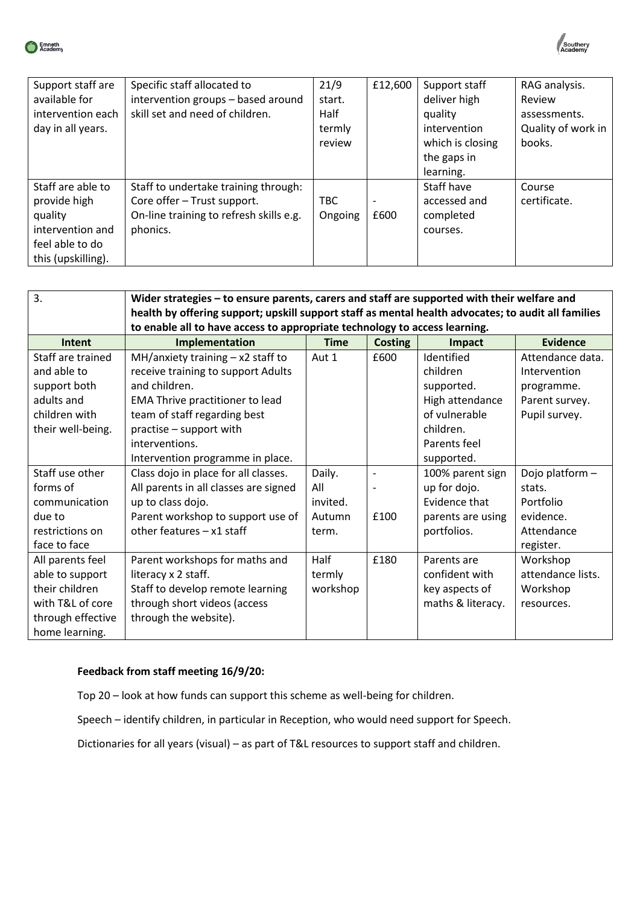| | | | | | |
|---|---|---|---|---|---|
| Support staff are available for intervention each day in all years. | Specific staff allocated to intervention groups – based around skill set and need of children. | 21/9 start. Half termly review | £12,600 | Support staff deliver high quality intervention which is closing the gaps in learning. | RAG analysis. Review assessments. Quality of work in books. |
| Staff are able to provide high quality intervention and feel able to do this (upskilling). | Staff to undertake training through: Core offer – Trust support. On-line training to refresh skills e.g. phonics. | TBC Ongoing | - £600 | Staff have accessed and completed courses. | Course certificate. |

| 3. | **Wider strategies – to ensure parents, carers and staff are supported with their welfare and health by offering support; upskill support staff as mental health advocates; to audit all families to enable all to have access to appropriate technology to access learning.** | | | | |
|---|---|---|---|---|---|
| **Intent** | **Implementation** | **Time** | **Costing** | **Impact** | **Evidence** |
| Staff are trained and able to support both adults and children with their well-being. | MH/anxiety training – x2 staff to receive training to support Adults and children. EMA Thrive practitioner to lead team of staff regarding best practise – support with interventions. Intervention programme in place. | Aut 1 | £600 | Identified children supported. High attendance of vulnerable children. Parents feel supported. | Attendance data. Intervention programme. Parent survey. Pupil survey. |
| Staff use other forms of communication due to restrictions on face to face | Class dojo in place for all classes. All parents in all classes are signed up to class dojo. Parent workshop to support use of other features – x1 staff | Daily. All invited. Autumn term. | - - £100 | 100% parent sign up for dojo. Evidence that parents are using portfolios. | Dojo platform – stats. Portfolio evidence. Attendance register. |
| All parents feel able to support their children with T&L of core through effective home learning. | Parent workshops for maths and literacy x 2 staff. Staff to develop remote learning through short videos (access through the website). | Half termly workshop | £180 | Parents are confident with key aspects of maths & literacy. | Workshop attendance lists. Workshop resources. |

**Feedback from staff meeting 16/9/20:**

Top 20 – look at how funds can support this scheme as well-being for children.

Speech – identify children, in particular in Reception, who would need support for Speech.

Dictionaries for all years (visual) – as part of T&L resources to support staff and children.